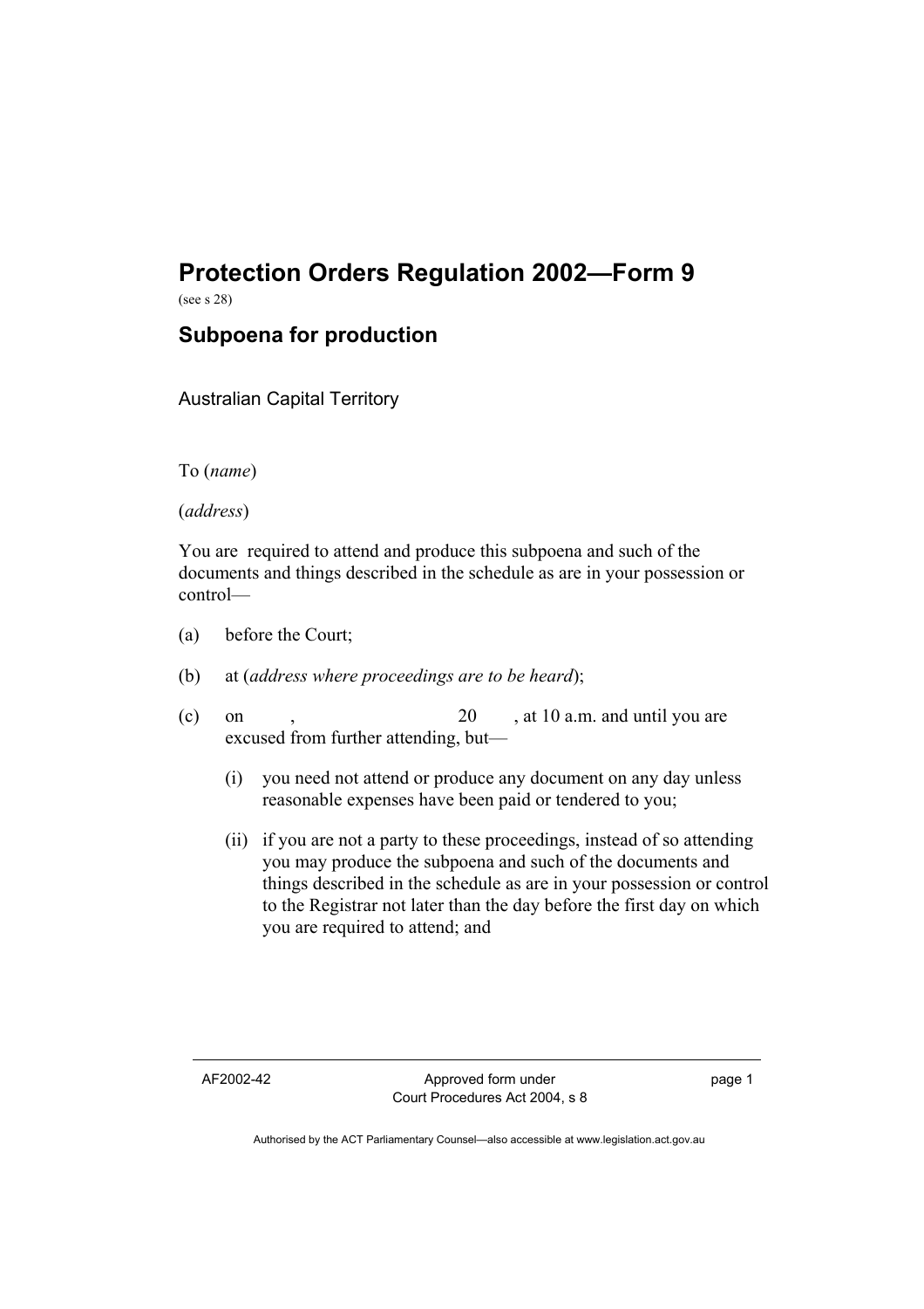# Protection Orders Regulation 2002—Form 9

(see s 28)

## Subpoena for production

Australian Capital Territory

To (*name*)

(*address*)

You are required to attend and produce this subpoena and such of the documents and things described in the schedule as are in your possession or control—

(a) before the Court;

(b) at (*address where proceedings are to be heard*);

(c) on , 20 , at 10 a.m. and until you are excused from further attending, but—

  (i) you need not attend or produce any document on any day unless reasonable expenses have been paid or tendered to you;

  (ii) if you are not a party to these proceedings, instead of so attending you may produce the subpoena and such of the documents and things described in the schedule as are in your possession or control to the Registrar not later than the day before the first day on which you are required to attend; and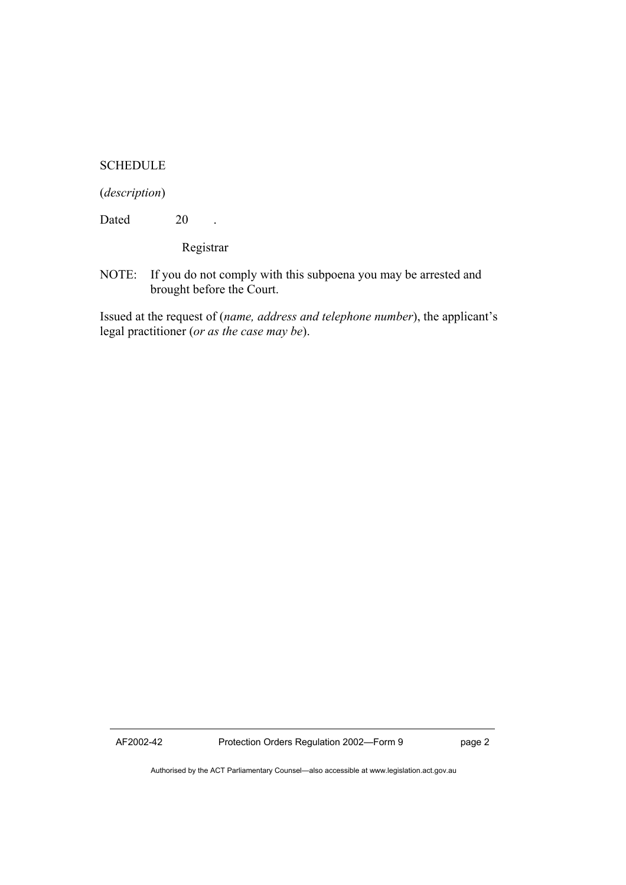SCHEDULE

(*description*)

Dated 20 .

Registrar

NOTE: If you do not comply with this subpoena you may be arrested and brought before the Court.

Issued at the request of (*name, address and telephone number*), the applicant's legal practitioner (*or as the case may be*).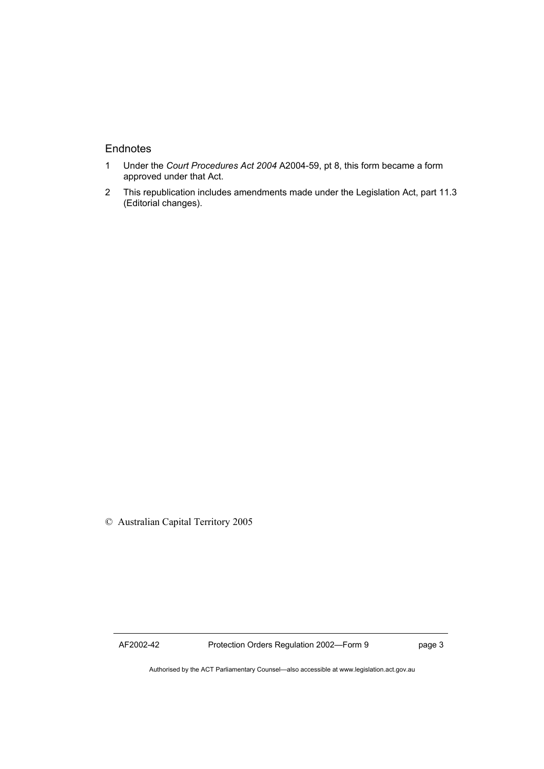## Endnotes

1. Under the *Court Procedures Act 2004* A2004-59, pt 8, this form became a form approved under that Act.
2. This republication includes amendments made under the Legislation Act, part 11.3 (Editorial changes).

© Australian Capital Territory 2005